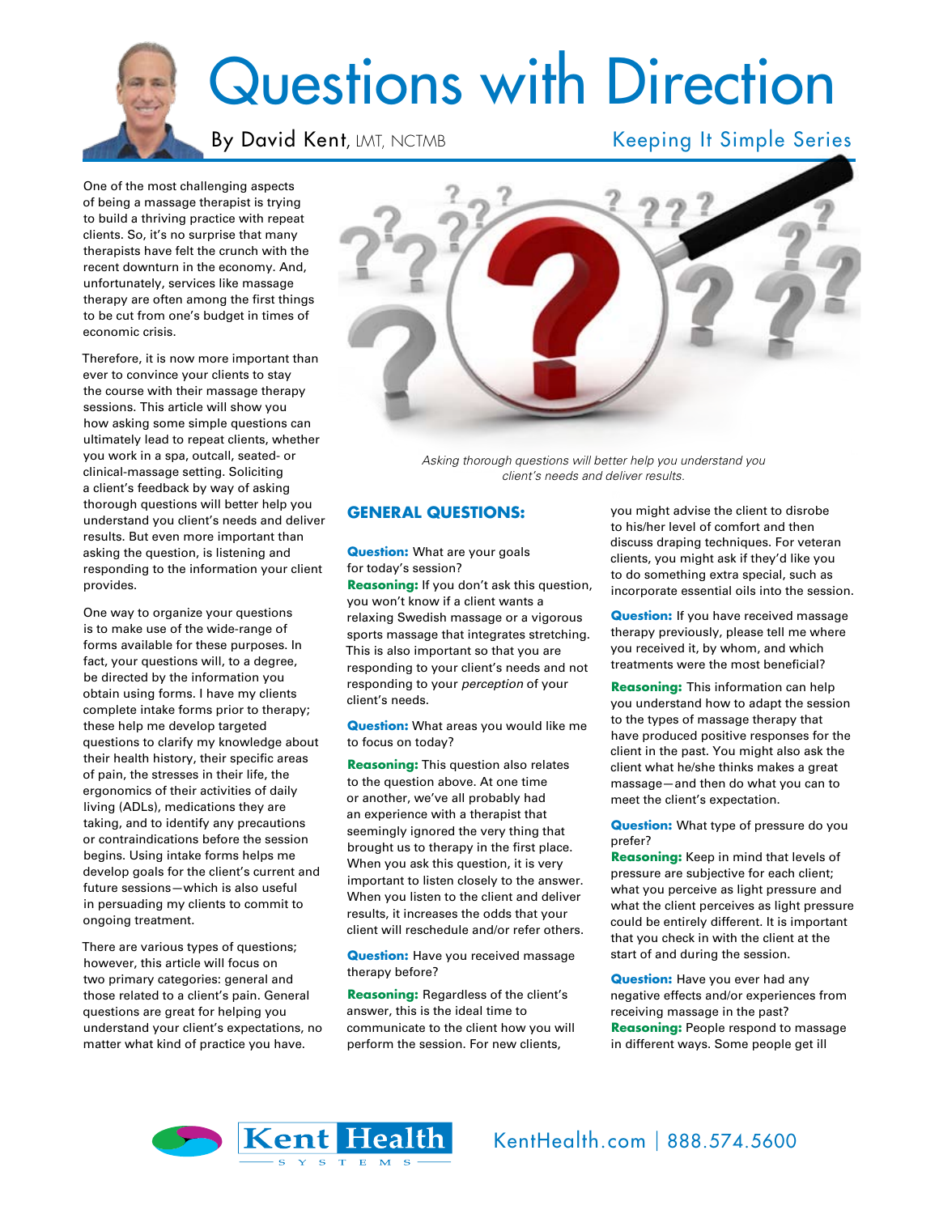# Questions with Direction

By David Kent, LMT, NCTMB

Keeping It Simple Series

One of the most challenging aspects of being a massage therapist is trying to build a thriving practice with repeat clients. So, it's no surprise that many therapists have felt the crunch with the recent downturn in the economy. And, unfortunately, services like massage therapy are often among the first things to be cut from one's budget in times of economic crisis.

Therefore, it is now more important than ever to convince your clients to stay the course with their massage therapy sessions. This article will show you how asking some simple questions can ultimately lead to repeat clients, whether you work in a spa, outcall, seated- or clinical-massage setting. Soliciting a client's feedback by way of asking thorough questions will better help you understand you client's needs and deliver results. But even more important than asking the question, is listening and responding to the information your client provides.

One way to organize your questions is to make use of the wide-range of forms available for these purposes. In fact, your questions will, to a degree, be directed by the information you obtain using forms. I have my clients complete intake forms prior to therapy; these help me develop targeted questions to clarify my knowledge about their health history, their specific areas of pain, the stresses in their life, the ergonomics of their activities of daily living (ADLs), medications they are taking, and to identify any precautions or contraindications before the session begins. Using intake forms helps me develop goals for the client's current and future sessions—which is also useful in persuading my clients to commit to ongoing treatment.

There are various types of questions; however, this article will focus on two primary categories: general and those related to a client's pain. General questions are great for helping you understand your client's expectations, no matter what kind of practice you have.

*Asking thorough questions will better help you understand you client's needs and deliver results.*

## GENERAL QUESTIONS:

**Question:** What are your goals for today's session?

**Reasoning:** If you don't ask this question, you won't know if a client wants a relaxing Swedish massage or a vigorous sports massage that integrates stretching. This is also important so that you are responding to your client's needs and not responding to your *perception* of your client's needs.

**Question:** What areas you would like me to focus on today?

**Reasoning:** This question also relates to the question above. At one time or another, we've all probably had an experience with a therapist that seemingly ignored the very thing that brought us to therapy in the first place. When you ask this question, it is very important to listen closely to the answer. When you listen to the client and deliver results, it increases the odds that your client will reschedule and/or refer others.

**Question:** Have you received massage therapy before?

**Reasoning:** Regardless of the client's answer, this is the ideal time to communicate to the client how you will perform the session. For new clients, you might advise the client to disrobe to his/her level of comfort and then discuss draping techniques. For veteran clients, you might ask if they'd like you to do something extra special, such as incorporate essential oils into the session.

**Question:** If you have received massage therapy previously, please tell me where you received it, by whom, and which treatments were the most beneficial?

**Reasoning:** This information can help you understand how to adapt the session to the types of massage therapy that have produced positive responses for the client in the past. You might also ask the client what he/she thinks makes a great massage—and then do what you can to meet the client's expectation.

**Question:** What type of pressure do you prefer?

**Reasoning:** Keep in mind that levels of pressure are subjective for each client; what you perceive as light pressure and what the client perceives as light pressure could be entirely different. It is important that you check in with the client at the start of and during the session.

**Question:** Have you ever had any negative effects and/or experiences from receiving massage in the past?

**Reasoning:** People respond to massage in different ways. Some people get ill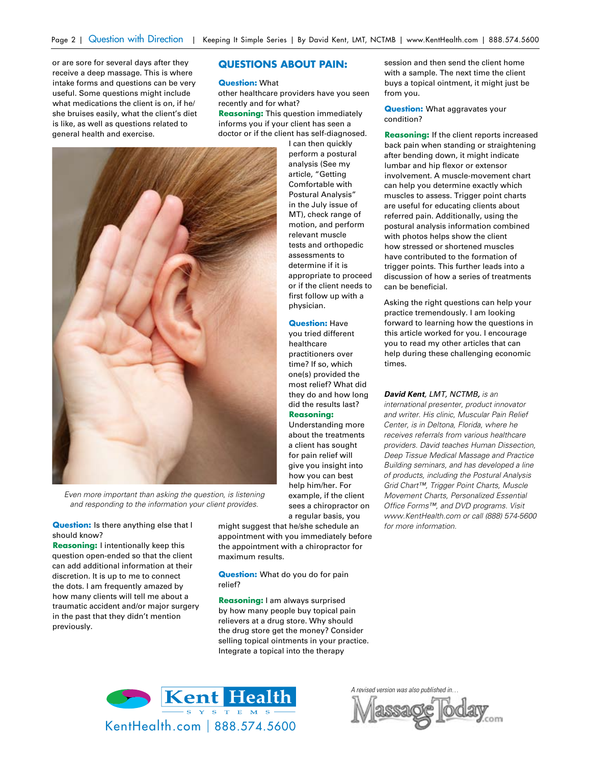or are sore for several days after they receive a deep massage. This is where intake forms and questions can be very useful. Some questions might include what medications the client is on, if he/she bruises easily, what the client's diet is like, as well as questions related to general health and exercise.

*Even more important than asking the question, is listening and responding to the information your client provides.*

**Question:** Is there anything else that I should know?
**Reasoning:** I intentionally keep this question open-ended so that the client can add additional information at their discretion. It is up to me to connect the dots. I am frequently amazed by how many clients will tell me about a traumatic accident and/or major surgery in the past that they didn't mention previously.

## QUESTIONS ABOUT PAIN:

**Question:** What other healthcare providers have you seen recently and for what?
**Reasoning:** This question immediately informs you if your client has seen a doctor or if the client has self-diagnosed. I can then quickly perform a postural analysis (See my article, "Getting Comfortable with Postural Analysis" in the July issue of MT), check range of motion, and perform relevant muscle tests and orthopedic assessments to determine if it is appropriate to proceed or if the client needs to first follow up with a physician.

**Question:** Have you tried different healthcare practitioners over time? If so, which one(s) provided the most relief? What did they do and how long did the results last?
**Reasoning:** Understanding more about the treatments a client has sought for pain relief will give you insight into how you can best help him/her. For example, if the client sees a chiropractor on a regular basis, you might suggest that he/she schedule an appointment with you immediately before the appointment with a chiropractor for maximum results.

**Question:** What do you do for pain relief?

**Reasoning:** I am always surprised by how many people buy topical pain relievers at a drug store. Why should the drug store get the money? Consider selling topical ointments in your practice. Integrate a topical into the therapy session and then send the client home with a sample. The next time the client buys a topical ointment, it might just be from you.

**Question:** What aggravates your condition?

**Reasoning:** If the client reports increased back pain when standing or straightening after bending down, it might indicate lumbar and hip flexor or extensor involvement. A muscle-movement chart can help you determine exactly which muscles to assess. Trigger point charts are useful for educating clients about referred pain. Additionally, using the postural analysis information combined with photos helps show the client how stressed or shortened muscles have contributed to the formation of trigger points. This further leads into a discussion of how a series of treatments can be beneficial.

Asking the right questions can help your practice tremendously. I am looking forward to learning how the questions in this article worked for you. I encourage you to read my other articles that can help during these challenging economic times.

***David Kent**, LMT, NCTMB, is an international presenter, product innovator and writer. His clinic, Muscular Pain Relief Center, is in Deltona, Florida, where he receives referrals from various healthcare providers. David teaches Human Dissection, Deep Tissue Medical Massage and Practice Building seminars, and has developed a line of products, including the Postural Analysis Grid Chart™, Trigger Point Charts, Muscle Movement Charts, Personalized Essential Office Forms™, and DVD programs. Visit www.KentHealth.com or call (888) 574-5600 for more information.*

Kent Health Systems
KentHealth.com | 888.574.5600

*A revised version was also published in…*
MassageToday.com